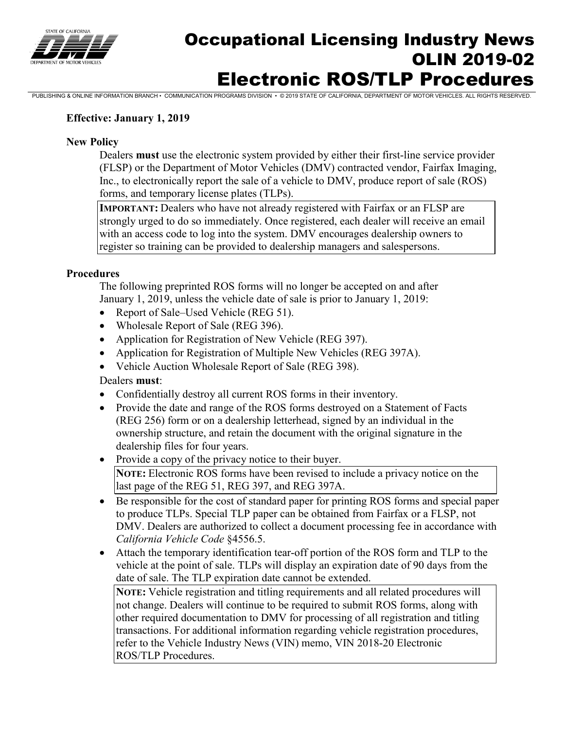# Occupational Licensing Industry News
# OLIN 2019-02
# Electronic ROS/TLP Procedures

PUBLISHING & ONLINE INFORMATION BRANCH • COMMUNICATION PROGRAMS DIVISION • © 2019 STATE OF CALIFORNIA, DEPARTMENT OF MOTOR VEHICLES. ALL RIGHTS RESERVED.

**Effective: January 1, 2019**

**New Policy**

Dealers **must** use the electronic system provided by either their first-line service provider (FLSP) or the Department of Motor Vehicles (DMV) contracted vendor, Fairfax Imaging, Inc., to electronically report the sale of a vehicle to DMV, produce report of sale (ROS) forms, and temporary license plates (TLPs).

> **IMPORTANT:** Dealers who have not already registered with Fairfax or an FLSP are strongly urged to do so immediately. Once registered, each dealer will receive an email with an access code to log into the system. DMV encourages dealership owners to register so training can be provided to dealership managers and salespersons.

**Procedures**

The following preprinted ROS forms will no longer be accepted on and after January 1, 2019, unless the vehicle date of sale is prior to January 1, 2019:

- Report of Sale–Used Vehicle (REG 51).
- Wholesale Report of Sale (REG 396).
- Application for Registration of New Vehicle (REG 397).
- Application for Registration of Multiple New Vehicles (REG 397A).
- Vehicle Auction Wholesale Report of Sale (REG 398).

Dealers **must**:

- Confidentially destroy all current ROS forms in their inventory.
- Provide the date and range of the ROS forms destroyed on a Statement of Facts (REG 256) form or on a dealership letterhead, signed by an individual in the ownership structure, and retain the document with the original signature in the dealership files for four years.
- Provide a copy of the privacy notice to their buyer.

  > **NOTE:** Electronic ROS forms have been revised to include a privacy notice on the last page of the REG 51, REG 397, and REG 397A.

- Be responsible for the cost of standard paper for printing ROS forms and special paper to produce TLPs. Special TLP paper can be obtained from Fairfax or a FLSP, not DMV. Dealers are authorized to collect a document processing fee in accordance with *California Vehicle Code* §4556.5.
- Attach the temporary identification tear-off portion of the ROS form and TLP to the vehicle at the point of sale. TLPs will display an expiration date of 90 days from the date of sale. The TLP expiration date cannot be extended.

  > **NOTE:** Vehicle registration and titling requirements and all related procedures will not change. Dealers will continue to be required to submit ROS forms, along with other required documentation to DMV for processing of all registration and titling transactions. For additional information regarding vehicle registration procedures, refer to the Vehicle Industry News (VIN) memo, VIN 2018-20 Electronic ROS/TLP Procedures.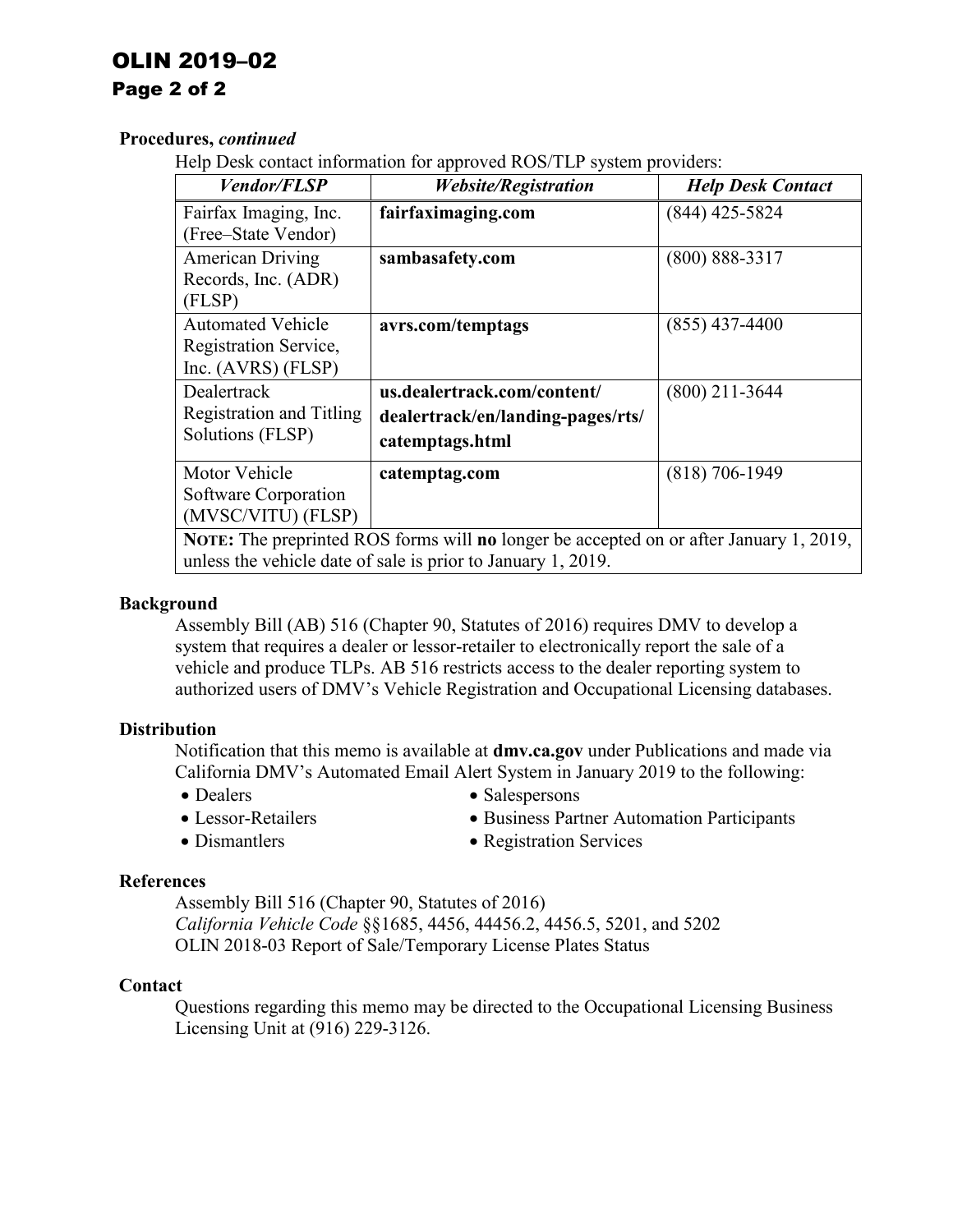**Procedures,** ***continued***

Help Desk contact information for approved ROS/TLP system providers:

| *Vendor/FLSP* | *Website/Registration* | *Help Desk Contact* |
| --- | --- | --- |
| Fairfax Imaging, Inc. (Free–State Vendor) | **fairfaximaging.com** | (844) 425-5824 |
| American Driving Records, Inc. (ADR) (FLSP) | **sambasafety.com** | (800) 888-3317 |
| Automated Vehicle Registration Service, Inc. (AVRS) (FLSP) | **avrs.com/temptags** | (855) 437-4400 |
| Dealertrack Registration and Titling Solutions (FLSP) | **us.dealertrack.com/content/dealertrack/en/landing-pages/rts/catemptags.html** | (800) 211-3644 |
| Motor Vehicle Software Corporation (MVSC/VITU) (FLSP) | **catemptag.com** | (818) 706-1949 |
| **NOTE:** The preprinted ROS forms will **no** longer be accepted on or after January 1, 2019, unless the vehicle date of sale is prior to January 1, 2019. | | |

**Background**

Assembly Bill (AB) 516 (Chapter 90, Statutes of 2016) requires DMV to develop a system that requires a dealer or lessor-retailer to electronically report the sale of a vehicle and produce TLPs. AB 516 restricts access to the dealer reporting system to authorized users of DMV's Vehicle Registration and Occupational Licensing databases.

**Distribution**

Notification that this memo is available at **dmv.ca.gov** under Publications and made via California DMV's Automated Email Alert System in January 2019 to the following:

- Dealers
- Lessor-Retailers
- Dismantlers
- Salespersons
- Business Partner Automation Participants
- Registration Services

**References**

Assembly Bill 516 (Chapter 90, Statutes of 2016)
*California Vehicle Code* §§1685, 4456, 44456.2, 4456.5, 5201, and 5202
OLIN 2018-03 Report of Sale/Temporary License Plates Status

**Contact**

Questions regarding this memo may be directed to the Occupational Licensing Business Licensing Unit at (916) 229-3126.